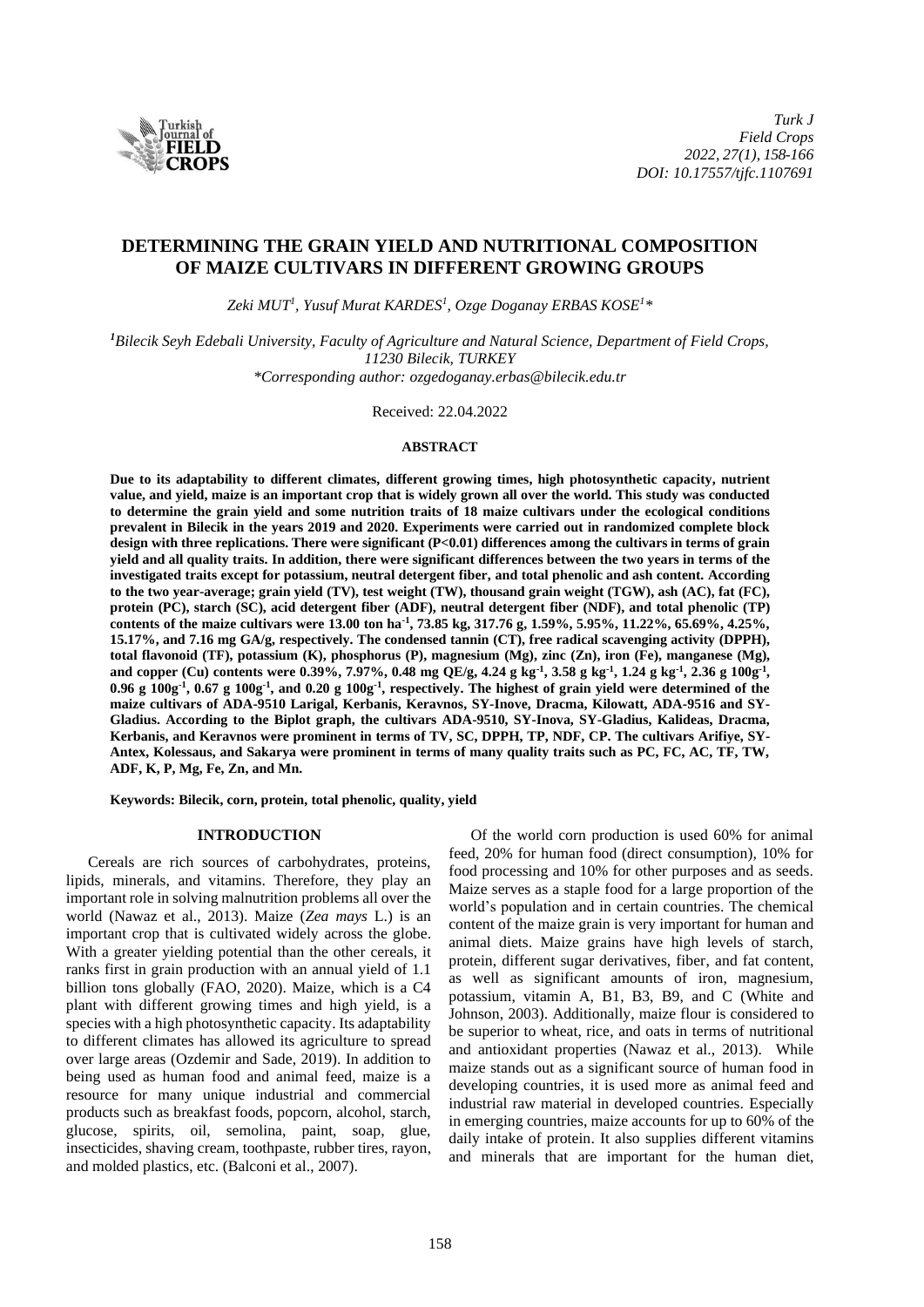# DETERMINING THE GRAIN YIELD AND NUTRITIONAL COMPOSITION OF MAIZE CULTIVARS IN DIFFERENT GROWING GROUPS

*Zeki MUT[1], Yusuf Murat KARDES[1], Ozge Doganay ERBAS KOSE[1]\**

*[1]Bilecik Seyh Edebali University, Faculty of Agriculture and Natural Science, Department of Field Crops, 11230 Bilecik, TURKEY*
*\*Corresponding author: ozgedoganay.erbas@bilecik.edu.tr*

Received: 22.04.2022

## ABSTRACT

**Due to its adaptability to different climates, different growing times, high photosynthetic capacity, nutrient value, and yield, maize is an important crop that is widely grown all over the world. This study was conducted to determine the grain yield and some nutrition traits of 18 maize cultivars under the ecological conditions prevalent in Bilecik in the years 2019 and 2020. Experiments were carried out in randomized complete block design with three replications. There were significant (P<0.01) differences among the cultivars in terms of grain yield and all quality traits. In addition, there were significant differences between the two years in terms of the investigated traits except for potassium, neutral detergent fiber, and total phenolic and ash content. According to the two year-average; grain yield (TV), test weight (TW), thousand grain weight (TGW), ash (AC), fat (FC), protein (PC), starch (SC), acid detergent fiber (ADF), neutral detergent fiber (NDF), and total phenolic (TP) contents of the maize cultivars were 13.00 ton ha$^{-1}$, 73.85 kg, 317.76 g, 1.59%, 5.95%, 11.22%, 65.69%, 4.25%, 15.17%, and 7.16 mg GA/g, respectively. The condensed tannin (CT), free radical scavenging activity (DPPH), total flavonoid (TF), potassium (K), phosphorus (P), magnesium (Mg), zinc (Zn), iron (Fe), manganese (Mg), and copper (Cu) contents were 0.39%, 7.97%, 0.48 mg QE/g, 4.24 g kg$^{-1}$, 3.58 g kg$^{-1}$, 1.24 g kg$^{-1}$, 2.36 g 100g$^{-1}$, 0.96 g 100g$^{-1}$, 0.67 g 100g$^{-1}$, and 0.20 g 100g$^{-1}$, respectively. The highest of grain yield were determined of the maize cultivars of ADA-9510 Larigal, Kerbanis, Keravnos, SY-Inove, Dracma, Kilowatt, ADA-9516 and SY-Gladius. According to the Biplot graph, the cultivars ADA-9510, SY-Inova, SY-Gladius, Kalideas, Dracma, Kerbanis, and Keravnos were prominent in terms of TV, SC, DPPH, TP, NDF, CP. The cultivars Arifiye, SY-Antex, Kolessaus, and Sakarya were prominent in terms of many quality traits such as PC, FC, AC, TF, TW, ADF, K, P, Mg, Fe, Zn, and Mn.**

**Keywords: Bilecik, corn, protein, total phenolic, quality, yield**

## INTRODUCTION

Cereals are rich sources of carbohydrates, proteins, lipids, minerals, and vitamins. Therefore, they play an important role in solving malnutrition problems all over the world (Nawaz et al., 2013). Maize (*Zea mays* L.) is an important crop that is cultivated widely across the globe. With a greater yielding potential than the other cereals, it ranks first in grain production with an annual yield of 1.1 billion tons globally (FAO, 2020). Maize, which is a C4 plant with different growing times and high yield, is a species with a high photosynthetic capacity. Its adaptability to different climates has allowed its agriculture to spread over large areas (Ozdemir and Sade, 2019). In addition to being used as human food and animal feed, maize is a resource for many unique industrial and commercial products such as breakfast foods, popcorn, alcohol, starch, glucose, spirits, oil, semolina, paint, soap, glue, insecticides, shaving cream, toothpaste, rubber tires, rayon, and molded plastics, etc. (Balconi et al., 2007).

Of the world corn production is used 60% for animal feed, 20% for human food (direct consumption), 10% for food processing and 10% for other purposes and as seeds. Maize serves as a staple food for a large proportion of the world's population and in certain countries. The chemical content of the maize grain is very important for human and animal diets. Maize grains have high levels of starch, protein, different sugar derivatives, fiber, and fat content, as well as significant amounts of iron, magnesium, potassium, vitamin A, B1, B3, B9, and C (White and Johnson, 2003). Additionally, maize flour is considered to be superior to wheat, rice, and oats in terms of nutritional and antioxidant properties (Nawaz et al., 2013). While maize stands out as a significant source of human food in developing countries, it is used more as animal feed and industrial raw material in developed countries. Especially in emerging countries, maize accounts for up to 60% of the daily intake of protein. It also supplies different vitamins and minerals that are important for the human diet,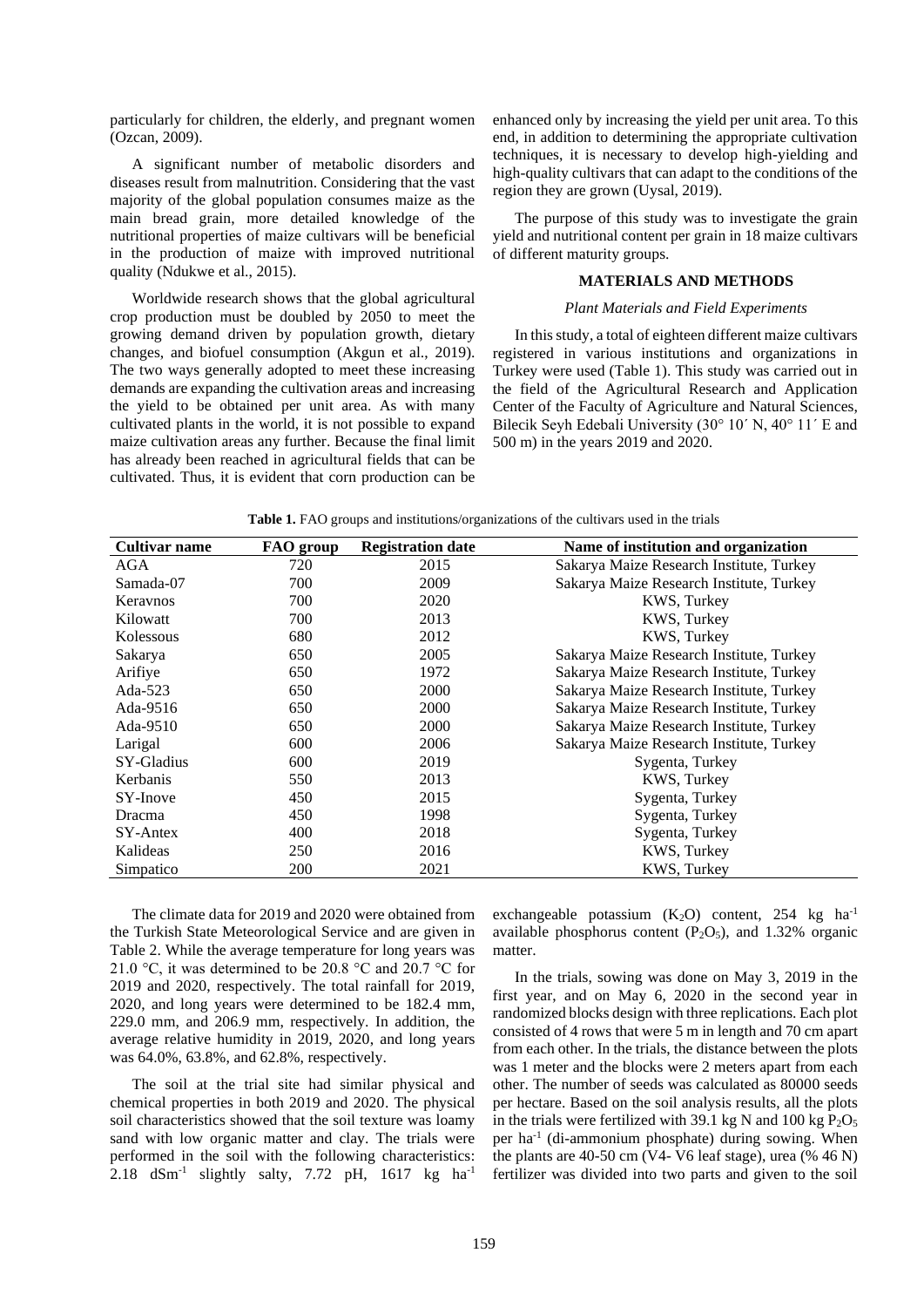particularly for children, the elderly, and pregnant women (Ozcan, 2009).

A significant number of metabolic disorders and diseases result from malnutrition. Considering that the vast majority of the global population consumes maize as the main bread grain, more detailed knowledge of the nutritional properties of maize cultivars will be beneficial in the production of maize with improved nutritional quality (Ndukwe et al., 2015).

Worldwide research shows that the global agricultural crop production must be doubled by 2050 to meet the growing demand driven by population growth, dietary changes, and biofuel consumption (Akgun et al., 2019). The two ways generally adopted to meet these increasing demands are expanding the cultivation areas and increasing the yield to be obtained per unit area. As with many cultivated plants in the world, it is not possible to expand maize cultivation areas any further. Because the final limit has already been reached in agricultural fields that can be cultivated. Thus, it is evident that corn production can be enhanced only by increasing the yield per unit area. To this end, in addition to determining the appropriate cultivation techniques, it is necessary to develop high-yielding and high-quality cultivars that can adapt to the conditions of the region they are grown (Uysal, 2019).

The purpose of this study was to investigate the grain yield and nutritional content per grain in 18 maize cultivars of different maturity groups.

## MATERIALS AND METHODS

### *Plant Materials and Field Experiments*

In this study, a total of eighteen different maize cultivars registered in various institutions and organizations in Turkey were used (Table 1). This study was carried out in the field of the Agricultural Research and Application Center of the Faculty of Agriculture and Natural Sciences, Bilecik Seyh Edebali University (30° 10´ N, 40° 11´ E and 500 m) in the years 2019 and 2020.

**Table 1.** FAO groups and institutions/organizations of the cultivars used in the trials

| Cultivar name | FAO group | Registration date | Name of institution and organization |
|---|---|---|---|
| AGA | 720 | 2015 | Sakarya Maize Research Institute, Turkey |
| Samada-07 | 700 | 2009 | Sakarya Maize Research Institute, Turkey |
| Keravnos | 700 | 2020 | KWS, Turkey |
| Kilowatt | 700 | 2013 | KWS, Turkey |
| Kolessous | 680 | 2012 | KWS, Turkey |
| Sakarya | 650 | 2005 | Sakarya Maize Research Institute, Turkey |
| Arifiye | 650 | 1972 | Sakarya Maize Research Institute, Turkey |
| Ada-523 | 650 | 2000 | Sakarya Maize Research Institute, Turkey |
| Ada-9516 | 650 | 2000 | Sakarya Maize Research Institute, Turkey |
| Ada-9510 | 650 | 2000 | Sakarya Maize Research Institute, Turkey |
| Larigal | 600 | 2006 | Sakarya Maize Research Institute, Turkey |
| SY-Gladius | 600 | 2019 | Sygenta, Turkey |
| Kerbanis | 550 | 2013 | KWS, Turkey |
| SY-Inove | 450 | 2015 | Sygenta, Turkey |
| Dracma | 450 | 1998 | Sygenta, Turkey |
| SY-Antex | 400 | 2018 | Sygenta, Turkey |
| Kalideas | 250 | 2016 | KWS, Turkey |
| Simpatico | 200 | 2021 | KWS, Turkey |

The climate data for 2019 and 2020 were obtained from the Turkish State Meteorological Service and are given in Table 2. While the average temperature for long years was 21.0 °C, it was determined to be 20.8 °C and 20.7 °C for 2019 and 2020, respectively. The total rainfall for 2019, 2020, and long years were determined to be 182.4 mm, 229.0 mm, and 206.9 mm, respectively. In addition, the average relative humidity in 2019, 2020, and long years was 64.0%, 63.8%, and 62.8%, respectively.

The soil at the trial site had similar physical and chemical properties in both 2019 and 2020. The physical soil characteristics showed that the soil texture was loamy sand with low organic matter and clay. The trials were performed in the soil with the following characteristics: 2.18 $dSm^{-1}$ slightly salty, 7.72 pH, 1617 kg $ha^{-1}$ exchangeable potassium ($K_2O$) content, 254 kg $ha^{-1}$ available phosphorus content ($P_2O_5$), and 1.32% organic matter.

In the trials, sowing was done on May 3, 2019 in the first year, and on May 6, 2020 in the second year in randomized blocks design with three replications. Each plot consisted of 4 rows that were 5 m in length and 70 cm apart from each other. In the trials, the distance between the plots was 1 meter and the blocks were 2 meters apart from each other. The number of seeds was calculated as 80000 seeds per hectare. Based on the soil analysis results, all the plots in the trials were fertilized with 39.1 kg N and 100 kg $P_2O_5$ per $ha^{-1}$ (di-ammonium phosphate) during sowing. When the plants are 40-50 cm (V4- V6 leaf stage), urea (% 46 N) fertilizer was divided into two parts and given to the soil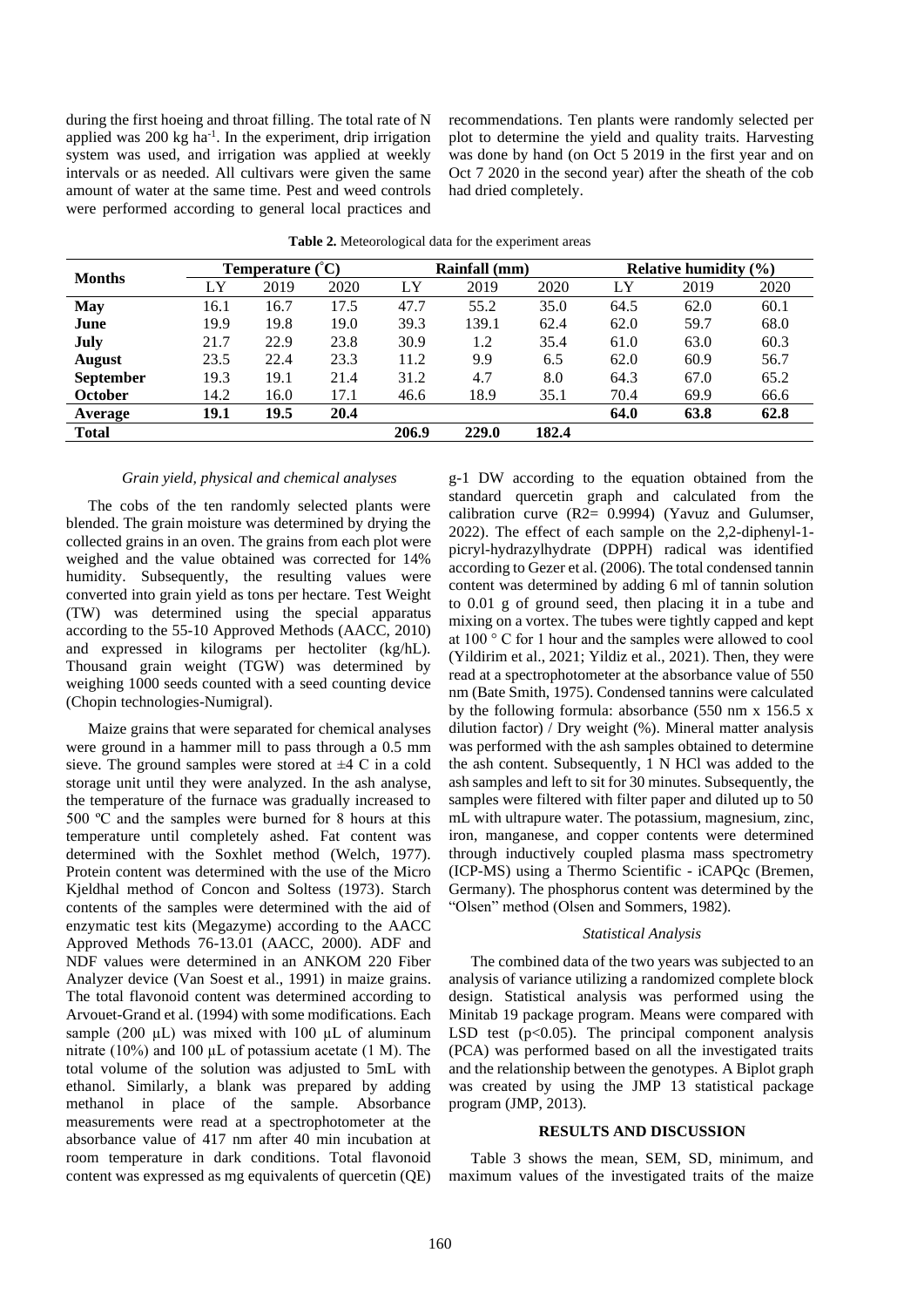during the first hoeing and throat filling. The total rate of N applied was 200 kg ha$^{-1}$. In the experiment, drip irrigation system was used, and irrigation was applied at weekly intervals or as needed. All cultivars were given the same amount of water at the same time. Pest and weed controls were performed according to general local practices and recommendations. Ten plants were randomly selected per plot to determine the yield and quality traits. Harvesting was done by hand (on Oct 5 2019 in the first year and on Oct 7 2020 in the second year) after the sheath of the cob had dried completely.

**Table 2.** Meteorological data for the experiment areas

| Months | Temperature (°C) | | | Rainfall (mm) | | | Relative humidity (%) | | |
|---|---|---|---|---|---|---|---|---|---|
| | LY | 2019 | 2020 | LY | 2019 | 2020 | LY | 2019 | 2020 |
| **May** | 16.1 | 16.7 | 17.5 | 47.7 | 55.2 | 35.0 | 64.5 | 62.0 | 60.1 |
| **June** | 19.9 | 19.8 | 19.0 | 39.3 | 139.1 | 62.4 | 62.0 | 59.7 | 68.0 |
| **July** | 21.7 | 22.9 | 23.8 | 30.9 | 1.2 | 35.4 | 61.0 | 63.0 | 60.3 |
| **August** | 23.5 | 22.4 | 23.3 | 11.2 | 9.9 | 6.5 | 62.0 | 60.9 | 56.7 |
| **September** | 19.3 | 19.1 | 21.4 | 31.2 | 4.7 | 8.0 | 64.3 | 67.0 | 65.2 |
| **October** | 14.2 | 16.0 | 17.1 | 46.6 | 18.9 | 35.1 | 70.4 | 69.9 | 66.6 |
| **Average** | **19.1** | **19.5** | **20.4** | | | | **64.0** | **63.8** | **62.8** |
| **Total** | | | | **206.9** | **229.0** | **182.4** | | | |

*Grain yield, physical and chemical analyses*

The cobs of the ten randomly selected plants were blended. The grain moisture was determined by drying the collected grains in an oven. The grains from each plot were weighed and the value obtained was corrected for 14% humidity. Subsequently, the resulting values were converted into grain yield as tons per hectare. Test Weight (TW) was determined using the special apparatus according to the 55-10 Approved Methods (AACC, 2010) and expressed in kilograms per hectoliter (kg/hL). Thousand grain weight (TGW) was determined by weighing 1000 seeds counted with a seed counting device (Chopin technologies-Numigral).

Maize grains that were separated for chemical analyses were ground in a hammer mill to pass through a 0.5 mm sieve. The ground samples were stored at ±4 C in a cold storage unit until they were analyzed. In the ash analyse, the temperature of the furnace was gradually increased to 500 ºC and the samples were burned for 8 hours at this temperature until completely ashed. Fat content was determined with the Soxhlet method (Welch, 1977). Protein content was determined with the use of the Micro Kjeldhal method of Concon and Soltess (1973). Starch contents of the samples were determined with the aid of enzymatic test kits (Megazyme) according to the AACC Approved Methods 76-13.01 (AACC, 2000). ADF and NDF values were determined in an ANKOM 220 Fiber Analyzer device (Van Soest et al., 1991) in maize grains. The total flavonoid content was determined according to Arvouet-Grand et al. (1994) with some modifications. Each sample (200 µL) was mixed with 100 µL of aluminum nitrate (10%) and 100 µL of potassium acetate (1 M). The total volume of the solution was adjusted to 5mL with ethanol. Similarly, a blank was prepared by adding methanol in place of the sample. Absorbance measurements were read at a spectrophotometer at the absorbance value of 417 nm after 40 min incubation at room temperature in dark conditions. Total flavonoid content was expressed as mg equivalents of quercetin (QE) g-1 DW according to the equation obtained from the standard quercetin graph and calculated from the calibration curve ($R^2$= 0.9994) (Yavuz and Gulumser, 2022). The effect of each sample on the 2,2-diphenyl-1-picryl-hydrazylhydrate (DPPH) radical was identified according to Gezer et al. (2006). The total condensed tannin content was determined by adding 6 ml of tannin solution to 0.01 g of ground seed, then placing it in a tube and mixing on a vortex. The tubes were tightly capped and kept at 100 ° C for 1 hour and the samples were allowed to cool (Yildirim et al., 2021; Yildiz et al., 2021). Then, they were read at a spectrophotometer at the absorbance value of 550 nm (Bate Smith, 1975). Condensed tannins were calculated by the following formula: absorbance (550 nm x 156.5 x dilution factor) / Dry weight (%). Mineral matter analysis was performed with the ash samples obtained to determine the ash content. Subsequently, 1 N HCl was added to the ash samples and left to sit for 30 minutes. Subsequently, the samples were filtered with filter paper and diluted up to 50 mL with ultrapure water. The potassium, magnesium, zinc, iron, manganese, and copper contents were determined through inductively coupled plasma mass spectrometry (ICP-MS) using a Thermo Scientific - iCAPQc (Bremen, Germany). The phosphorus content was determined by the "Olsen" method (Olsen and Sommers, 1982).

*Statistical Analysis*

The combined data of the two years was subjected to an analysis of variance utilizing a randomized complete block design. Statistical analysis was performed using the Minitab 19 package program. Means were compared with LSD test ($p$<0.05). The principal component analysis (PCA) was performed based on all the investigated traits and the relationship between the genotypes. A Biplot graph was created by using the JMP 13 statistical package program (JMP, 2013).

## RESULTS AND DISCUSSION

Table 3 shows the mean, SEM, SD, minimum, and maximum values of the investigated traits of the maize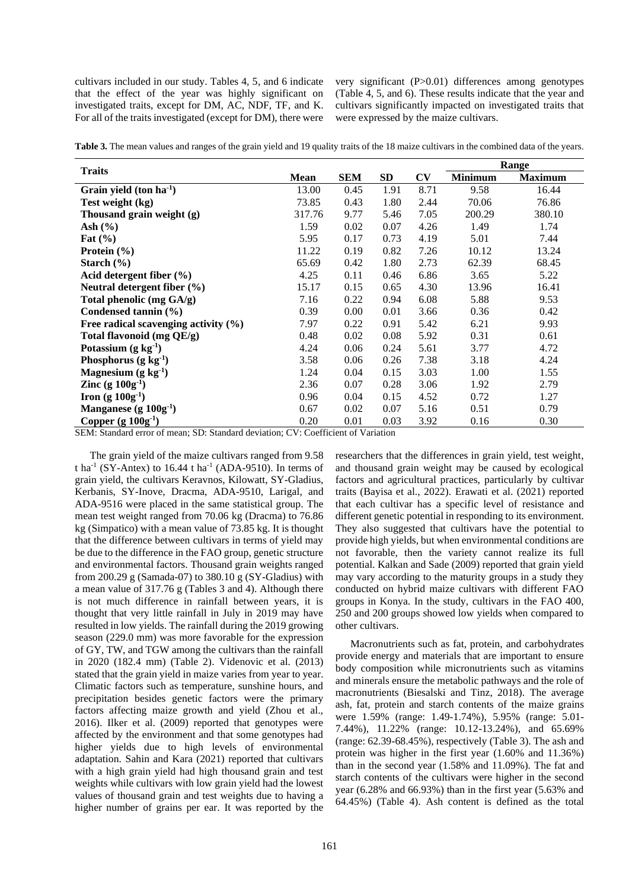cultivars included in our study. Tables 4, 5, and 6 indicate that the effect of the year was highly significant on investigated traits, except for DM, AC, NDF, TF, and K. For all of the traits investigated (except for DM), there were very significant (P>0.01) differences among genotypes (Table 4, 5, and 6). These results indicate that the year and cultivars significantly impacted on investigated traits that were expressed by the maize cultivars.

**Table 3.** The mean values and ranges of the grain yield and 19 quality traits of the 18 maize cultivars in the combined data of the years.

| Traits | Mean | SEM | SD | CV | Range | |
|---|---|---|---|---|---|---|
| | | | | | Minimum | Maximum |
| **Grain yield (ton ha$^{-1}$)** | 13.00 | 0.45 | 1.91 | 8.71 | 9.58 | 16.44 |
| **Test weight (kg)** | 73.85 | 0.43 | 1.80 | 2.44 | 70.06 | 76.86 |
| **Thousand grain weight (g)** | 317.76 | 9.77 | 5.46 | 7.05 | 200.29 | 380.10 |
| **Ash (%)** | 1.59 | 0.02 | 0.07 | 4.26 | 1.49 | 1.74 |
| **Fat (%)** | 5.95 | 0.17 | 0.73 | 4.19 | 5.01 | 7.44 |
| **Protein (%)** | 11.22 | 0.19 | 0.82 | 7.26 | 10.12 | 13.24 |
| **Starch (%)** | 65.69 | 0.42 | 1.80 | 2.73 | 62.39 | 68.45 |
| **Acid detergent fiber (%)** | 4.25 | 0.11 | 0.46 | 6.86 | 3.65 | 5.22 |
| **Neutral detergent fiber (%)** | 15.17 | 0.15 | 0.65 | 4.30 | 13.96 | 16.41 |
| **Total phenolic (mg GA/g)** | 7.16 | 0.22 | 0.94 | 6.08 | 5.88 | 9.53 |
| **Condensed tannin (%)** | 0.39 | 0.00 | 0.01 | 3.66 | 0.36 | 0.42 |
| **Free radical scavenging activity (%)** | 7.97 | 0.22 | 0.91 | 5.42 | 6.21 | 9.93 |
| **Total flavonoid (mg QE/g)** | 0.48 | 0.02 | 0.08 | 5.92 | 0.31 | 0.61 |
| **Potassium (g kg$^{-1}$)** | 4.24 | 0.06 | 0.24 | 5.61 | 3.77 | 4.72 |
| **Phosphorus (g kg$^{-1}$)** | 3.58 | 0.06 | 0.26 | 7.38 | 3.18 | 4.24 |
| **Magnesium (g kg$^{-1}$)** | 1.24 | 0.04 | 0.15 | 3.03 | 1.00 | 1.55 |
| **Zinc (g 100g$^{-1}$)** | 2.36 | 0.07 | 0.28 | 3.06 | 1.92 | 2.79 |
| **Iron (g 100g$^{-1}$)** | 0.96 | 0.04 | 0.15 | 4.52 | 0.72 | 1.27 |
| **Manganese (g 100g$^{-1}$)** | 0.67 | 0.02 | 0.07 | 5.16 | 0.51 | 0.79 |
| **Copper (g 100g$^{-1}$)** | 0.20 | 0.01 | 0.03 | 3.92 | 0.16 | 0.30 |

SEM: Standard error of mean; SD: Standard deviation; CV: Coefficient of Variation

The grain yield of the maize cultivars ranged from 9.58 t ha$^{-1}$ (SY-Antex) to 16.44 t ha$^{-1}$ (ADA-9510). In terms of grain yield, the cultivars Keravnos, Kilowatt, SY-Gladius, Kerbanis, SY-Inove, Dracma, ADA-9510, Larigal, and ADA-9516 were placed in the same statistical group. The mean test weight ranged from 70.06 kg (Dracma) to 76.86 kg (Simpatico) with a mean value of 73.85 kg. It is thought that the difference between cultivars in terms of yield may be due to the difference in the FAO group, genetic structure and environmental factors. Thousand grain weights ranged from 200.29 g (Samada-07) to 380.10 g (SY-Gladius) with a mean value of 317.76 g (Tables 3 and 4). Although there is not much difference in rainfall between years, it is thought that very little rainfall in July in 2019 may have resulted in low yields. The rainfall during the 2019 growing season (229.0 mm) was more favorable for the expression of GY, TW, and TGW among the cultivars than the rainfall in 2020 (182.4 mm) (Table 2). Videnovic et al. (2013) stated that the grain yield in maize varies from year to year. Climatic factors such as temperature, sunshine hours, and precipitation besides genetic factors were the primary factors affecting maize growth and yield (Zhou et al., 2016). Ilker et al. (2009) reported that genotypes were affected by the environment and that some genotypes had higher yields due to high levels of environmental adaptation. Sahin and Kara (2021) reported that cultivars with a high grain yield had high thousand grain and test weights while cultivars with low grain yield had the lowest values of thousand grain and test weights due to having a higher number of grains per ear. It was reported by the researchers that the differences in grain yield, test weight, and thousand grain weight may be caused by ecological factors and agricultural practices, particularly by cultivar traits (Bayisa et al., 2022). Erawati et al. (2021) reported that each cultivar has a specific level of resistance and different genetic potential in responding to its environment. They also suggested that cultivars have the potential to provide high yields, but when environmental conditions are not favorable, then the variety cannot realize its full potential. Kalkan and Sade (2009) reported that grain yield may vary according to the maturity groups in a study they conducted on hybrid maize cultivars with different FAO groups in Konya. In the study, cultivars in the FAO 400, 250 and 200 groups showed low yields when compared to other cultivars.

Macronutrients such as fat, protein, and carbohydrates provide energy and materials that are important to ensure body composition while micronutrients such as vitamins and minerals ensure the metabolic pathways and the role of macronutrients (Biesalski and Tinz, 2018). The average ash, fat, protein and starch contents of the maize grains were 1.59% (range: 1.49-1.74%), 5.95% (range: 5.01-7.44%), 11.22% (range: 10.12-13.24%), and 65.69% (range: 62.39-68.45%), respectively (Table 3). The ash and protein was higher in the first year (1.60% and 11.36%) than in the second year (1.58% and 11.09%). The fat and starch contents of the cultivars were higher in the second year (6.28% and 66.93%) than in the first year (5.63% and 64.45%) (Table 4). Ash content is defined as the total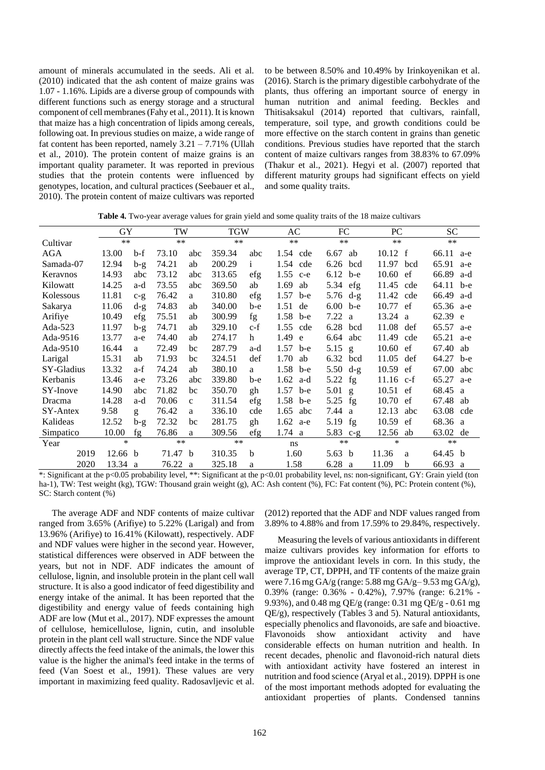amount of minerals accumulated in the seeds. Ali et al. (2010) indicated that the ash content of maize grains was 1.07 - 1.16%. Lipids are a diverse group of compounds with different functions such as energy storage and a structural component of cell membranes (Fahy et al., 2011). It is known that maize has a high concentration of lipids among cereals, following oat. In previous studies on maize, a wide range of fat content has been reported, namely 3.21 – 7.71% (Ullah et al., 2010). The protein content of maize grains is an important quality parameter. It was reported in previous studies that the protein contents were influenced by genotypes, location, and cultural practices (Seebauer et al., 2010). The protein content of maize cultivars was reported to be between 8.50% and 10.49% by Irinkoyenikan et al. (2016). Starch is the primary digestible carbohydrate of the plants, thus offering an important source of energy in human nutrition and animal feeding. Beckles and Thitisaksakul (2014) reported that cultivars, rainfall, temperature, soil type, and growth conditions could be more effective on the starch content in grains than genetic conditions. Previous studies have reported that the starch content of maize cultivars ranges from 38.83% to 67.09% (Thakur et al., 2021). Hegyi et al. (2007) reported that different maturity groups had significant effects on yield and some quality traits.

**Table 4.** Two-year average values for grain yield and some quality traits of the 18 maize cultivars

| | GY | | TW | | TGW | | AC | | FC | | PC | | SC | |
|---|---|---|---|---|---|---|---|---|---|---|---|---|---|---|
| Cultivar | ** | | ** | | ** | | ** | | ** | | ** | | ** | |
| AGA | 13.00 | b-f | 73.10 | abc | 359.34 | abc | 1.54 | cde | 6.67 | ab | 10.12 | f | 66.11 | a-e |
| Samada-07 | 12.94 | b-g | 74.21 | ab | 200.29 | i | 1.54 | cde | 6.26 | bcd | 11.97 | bcd | 65.91 | a-e |
| Keravnos | 14.93 | abc | 73.12 | abc | 313.65 | efg | 1.55 | c-e | 6.12 | b-e | 10.60 | ef | 66.89 | a-d |
| Kilowatt | 14.25 | a-d | 73.55 | abc | 369.50 | ab | 1.69 | ab | 5.34 | efg | 11.45 | cde | 64.11 | b-e |
| Kolessous | 11.81 | c-g | 76.42 | a | 310.80 | efg | 1.57 | b-e | 5.76 | d-g | 11.42 | cde | 66.49 | a-d |
| Sakarya | 11.06 | d-g | 74.83 | ab | 340.00 | b-e | 1.51 | de | 6.00 | b-e | 10.77 | ef | 65.36 | a-e |
| Arifiye | 10.49 | efg | 75.51 | ab | 300.99 | fg | 1.58 | b-e | 7.22 | a | 13.24 | a | 62.39 | e |
| Ada-523 | 11.97 | b-g | 74.71 | ab | 329.10 | c-f | 1.55 | cde | 6.28 | bcd | 11.08 | def | 65.57 | a-e |
| Ada-9516 | 13.77 | a-e | 74.40 | ab | 274.17 | h | 1.49 | e | 6.64 | abc | 11.49 | cde | 65.21 | a-e |
| Ada-9510 | 16.44 | a | 72.49 | bc | 287.79 | a-d | 1.57 | b-e | 5.15 | g | 10.60 | ef | 67.40 | ab |
| Larigal | 15.31 | ab | 71.93 | bc | 324.51 | def | 1.70 | ab | 6.32 | bcd | 11.05 | def | 64.27 | b-e |
| SY-Gladius | 13.32 | a-f | 74.24 | ab | 380.10 | a | 1.58 | b-e | 5.50 | d-g | 10.59 | ef | 67.00 | abc |
| Kerbanis | 13.46 | a-e | 73.26 | abc | 339.80 | b-e | 1.62 | a-d | 5.22 | fg | 11.16 | c-f | 65.27 | a-e |
| SY-Inove | 14.90 | abc | 71.82 | bc | 350.70 | gh | 1.57 | b-e | 5.01 | g | 10.51 | ef | 68.45 | a |
| Dracma | 14.28 | a-d | 70.06 | c | 311.54 | efg | 1.58 | b-e | 5.25 | fg | 10.70 | ef | 67.48 | ab |
| SY-Antex | 9.58 | g | 76.42 | a | 336.10 | cde | 1.65 | abc | 7.44 | a | 12.13 | abc | 63.08 | cde |
| Kalideas | 12.52 | b-g | 72.32 | bc | 281.75 | gh | 1.62 | a-e | 5.19 | fg | 10.59 | ef | 68.36 | a |
| Simpatico | 10.00 | fg | 76.86 | a | 309.56 | efg | 1.74 | a | 5.83 | c-g | 12.56 | ab | 63.02 | de |
| Year | * | | ** | | ** | | ns | | ** | | * | | ** | |
| 2019 | 12.66 | b | 71.47 | b | 310.35 | b | 1.60 | | 5.63 | b | 11.36 | a | 64.45 | b |
| 2020 | 13.34 | a | 76.22 | a | 325.18 | a | 1.58 | | 6.28 | a | 11.09 | b | 66.93 | a |

*: Significant at the p<0.05 probability level, **: Significant at the p<0.01 probability level, ns: non-significant, GY: Grain yield (ton ha-1), TW: Test weight (kg), TGW: Thousand grain weight (g), AC: Ash content (%), FC: Fat content (%), PC: Protein content (%), SC: Starch content (%)

The average ADF and NDF contents of maize cultivar ranged from 3.65% (Arifiye) to 5.22% (Larigal) and from 13.96% (Arifiye) to 16.41% (Kilowatt), respectively. ADF and NDF values were higher in the second year. However, statistical differences were observed in ADF between the years, but not in NDF. ADF indicates the amount of cellulose, lignin, and insoluble protein in the plant cell wall structure. It is also a good indicator of feed digestibility and energy intake of the animal. It has been reported that the digestibility and energy value of feeds containing high ADF are low (Mut et al., 2017). NDF expresses the amount of cellulose, hemicellulose, lignin, cutin, and insoluble protein in the plant cell wall structure. Since the NDF value directly affects the feed intake of the animals, the lower this value is the higher the animal's feed intake in the terms of feed (Van Soest et al., 1991). These values are very important in maximizing feed quality. Radosavljevic et al. (2012) reported that the ADF and NDF values ranged from 3.89% to 4.88% and from 17.59% to 29.84%, respectively.

Measuring the levels of various antioxidants in different maize cultivars provides key information for efforts to improve the antioxidant levels in corn. In this study, the average TP, CT, DPPH, and TF contents of the maize grain were 7.16 mg GA/g (range: 5.88 mg GA/g– 9.53 mg GA/g), 0.39% (range: 0.36% - 0.42%), 7.97% (range: 6.21% - 9.93%), and 0.48 mg QE/g (range: 0.31 mg QE/g - 0.61 mg QE/g), respectively (Tables 3 and 5). Natural antioxidants, especially phenolics and flavonoids, are safe and bioactive. Flavonoids show antioxidant activity and have considerable effects on human nutrition and health. In recent decades, phenolic and flavonoid-rich natural diets with antioxidant activity have fostered an interest in nutrition and food science (Aryal et al., 2019). DPPH is one of the most important methods adopted for evaluating the antioxidant properties of plants. Condensed tannins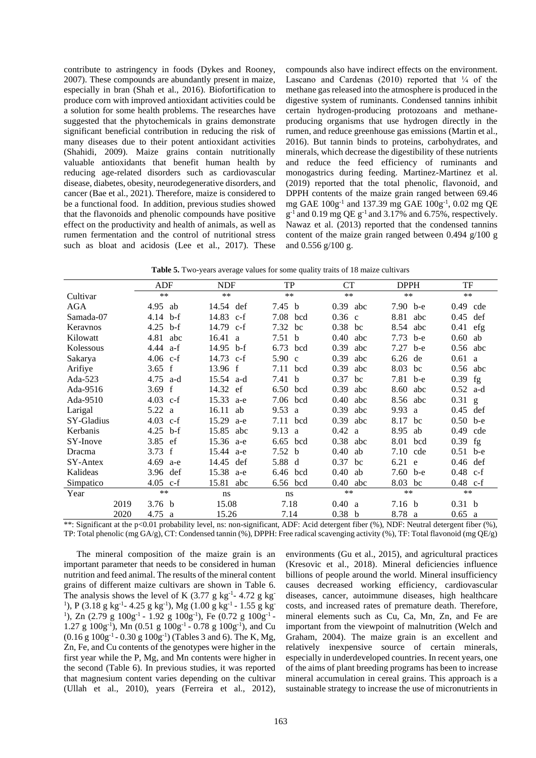contribute to astringency in foods (Dykes and Rooney, 2007). These compounds are abundantly present in maize, especially in bran (Shah et al., 2016). Biofortification to produce corn with improved antioxidant activities could be a solution for some health problems. The researches have suggested that the phytochemicals in grains demonstrate significant beneficial contribution in reducing the risk of many diseases due to their potent antioxidant activities (Shahidi, 2009). Maize grains contain nutritionally valuable antioxidants that benefit human health by reducing age-related disorders such as cardiovascular disease, diabetes, obesity, neurodegenerative disorders, and cancer (Bae et al., 2021). Therefore, maize is considered to be a functional food. In addition, previous studies showed that the flavonoids and phenolic compounds have positive effect on the productivity and health of animals, as well as rumen fermentation and the control of nutritional stress such as bloat and acidosis (Lee et al., 2017). These compounds also have indirect effects on the environment. Lascano and Cardenas (2010) reported that ¼ of the methane gas released into the atmosphere is produced in the digestive system of ruminants. Condensed tannins inhibit certain hydrogen-producing protozoans and methane-producing organisms that use hydrogen directly in the rumen, and reduce greenhouse gas emissions (Martin et al., 2016). But tannin binds to proteins, carbohydrates, and minerals, which decrease the digestibility of these nutrients and reduce the feed efficiency of ruminants and monogastrics during feeding. Martinez-Martinez et al. (2019) reported that the total phenolic, flavonoid, and DPPH contents of the maize grain ranged between 69.46 mg GAE $100g^{-1}$ and 137.39 mg GAE $100g^{-1}$, 0.02 mg QE $g^{-1}$ and 0.19 mg QE $g^{-1}$ and 3.17% and 6.75%, respectively. Nawaz et al. (2013) reported that the condensed tannins content of the maize grain ranged between 0.494 g/100 g and 0.556 g/100 g.

**Table 5.** Two-years average values for some quality traits of 18 maize cultivars

| | ADF | NDF | TP | CT | DPPH | TF |
|---|---|---|---|---|---|---|
| Cultivar | ** | ** | ** | ** | ** | ** |
| AGA | 4.95 ab | 14.54 def | 7.45 b | 0.39 abc | 7.90 b-e | 0.49 cde |
| Samada-07 | 4.14 b-f | 14.83 c-f | 7.08 bcd | 0.36 c | 8.81 abc | 0.45 def |
| Keravnos | 4.25 b-f | 14.79 c-f | 7.32 bc | 0.38 bc | 8.54 abc | 0.41 efg |
| Kilowatt | 4.81 abc | 16.41 a | 7.51 b | 0.40 abc | 7.73 b-e | 0.60 ab |
| Kolessous | 4.44 a-f | 14.95 b-f | 6.73 bcd | 0.39 abc | 7.27 b-e | 0.56 abc |
| Sakarya | 4.06 c-f | 14.73 c-f | 5.90 c | 0.39 abc | 6.26 de | 0.61 a |
| Arifiye | 3.65 f | 13.96 f | 7.11 bcd | 0.39 abc | 8.03 bc | 0.56 abc |
| Ada-523 | 4.75 a-d | 15.54 a-d | 7.41 b | 0.37 bc | 7.81 b-e | 0.39 fg |
| Ada-9516 | 3.69 f | 14.32 ef | 6.50 bcd | 0.39 abc | 8.60 abc | 0.52 a-d |
| Ada-9510 | 4.03 c-f | 15.33 a-e | 7.06 bcd | 0.40 abc | 8.56 abc | 0.31 g |
| Larigal | 5.22 a | 16.11 ab | 9.53 a | 0.39 abc | 9.93 a | 0.45 def |
| SY-Gladius | 4.03 c-f | 15.29 a-e | 7.11 bcd | 0.39 abc | 8.17 bc | 0.50 b-e |
| Kerbanis | 4.25 b-f | 15.85 abc | 9.13 a | 0.42 a | 8.95 ab | 0.49 cde |
| SY-Inove | 3.85 ef | 15.36 a-e | 6.65 bcd | 0.38 abc | 8.01 bcd | 0.39 fg |
| Dracma | 3.73 f | 15.44 a-e | 7.52 b | 0.40 ab | 7.10 cde | 0.51 b-e |
| SY-Antex | 4.69 a-e | 14.45 def | 5.88 d | 0.37 bc | 6.21 e | 0.46 def |
| Kalideas | 3.96 def | 15.38 a-e | 6.46 bcd | 0.40 ab | 7.60 b-e | 0.48 c-f |
| Simpatico | 4.05 c-f | 15.81 abc | 6.56 bcd | 0.40 abc | 8.03 bc | 0.48 c-f |
| Year | ** | ns | ns | ** | ** | ** |
| 2019 | 3.76 b | 15.08 | 7.18 | 0.40 a | 7.16 b | 0.31 b |
| 2020 | 4.75 a | 15.26 | 7.14 | 0.38 b | 8.78 a | 0.65 a |

**: Significant at the p<0.01 probability level, ns: non-significant, ADF: Acid detergent fiber (%), NDF: Neutral detergent fiber (%), TP: Total phenolic (mg GA/g), CT: Condensed tannin (%), DPPH: Free radical scavenging activity (%), TF: Total flavonoid (mg QE/g)

The mineral composition of the maize grain is an important parameter that needs to be considered in human nutrition and feed animal. The results of the mineral content grains of different maize cultivars are shown in Table 6. The analysis shows the level of K (3.77 g $kg^{-1}$- 4.72 g $kg^{-1}$), P (3.18 g $kg^{-1}$- 4.25 g $kg^{-1}$), Mg (1.00 g $kg^{-1}$ - 1.55 g $kg^{-1}$), Zn (2.79 g $100g^{-1}$ - 1.92 g $100g^{-1}$), Fe (0.72 g $100g^{-1}$ - 1.27 g $100g^{-1}$), Mn (0.51 g $100g^{-1}$ - 0.78 g $100g^{-1}$), and Cu (0.16 g $100g^{-1}$ - 0.30 g $100g^{-1}$) (Tables 3 and 6). The K, Mg, Zn, Fe, and Cu contents of the genotypes were higher in the first year while the P, Mg, and Mn contents were higher in the second (Table 6). In previous studies, it was reported that magnesium content varies depending on the cultivar (Ullah et al., 2010), years (Ferreira et al., 2012), environments (Gu et al., 2015), and agricultural practices (Kresovic et al., 2018). Mineral deficiencies influence billions of people around the world. Mineral insufficiency causes decreased working efficiency, cardiovascular diseases, cancer, autoimmune diseases, high healthcare costs, and increased rates of premature death. Therefore, mineral elements such as Cu, Ca, Mn, Zn, and Fe are important from the viewpoint of malnutrition (Welch and Graham, 2004). The maize grain is an excellent and relatively inexpensive source of certain minerals, especially in underdeveloped countries. In recent years, one of the aims of plant breeding programs has been to increase mineral accumulation in cereal grains. This approach is a sustainable strategy to increase the use of micronutrients in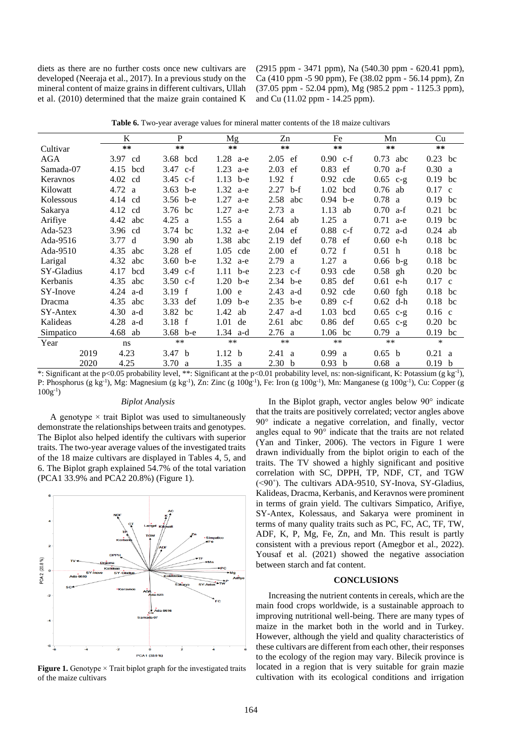diets as there are no further costs once new cultivars are developed (Neeraja et al., 2017). In a previous study on the mineral content of maize grains in different cultivars, Ullah et al. (2010) determined that the maize grain contained K (2915 ppm - 3471 ppm), Na (540.30 ppm - 620.41 ppm), Ca (410 ppm -5 90 ppm), Fe (38.02 ppm - 56.14 ppm), Zn (37.05 ppm - 52.04 ppm), Mg (985.2 ppm - 1125.3 ppm), and Cu (11.02 ppm - 14.25 ppm).

**Table 6.** Two-year average values for mineral matter contents of the 18 maize cultivars

| Cultivar | K | | P | | Mg | | Zn | | Fe | | Mn | | Cu | |
|---|---|---|---|---|---|---|---|---|---|---|---|---|---|---|
| | ** | | ** | | ** | | ** | | ** | | ** | | ** | |
| AGA | 3.97 | cd | 3.68 | bcd | 1.28 | a-e | 2.05 | ef | 0.90 | c-f | 0.73 | abc | 0.23 | bc |
| Samada-07 | 4.15 | bcd | 3.47 | c-f | 1.23 | a-e | 2.03 | ef | 0.83 | ef | 0.70 | a-f | 0.30 | a |
| Keravnos | 4.02 | cd | 3.45 | c-f | 1.13 | b-e | 1.92 | f | 0.92 | cde | 0.65 | c-g | 0.19 | bc |
| Kilowatt | 4.72 | a | 3.63 | b-e | 1.32 | a-e | 2.27 | b-f | 1.02 | bcd | 0.76 | ab | 0.17 | c |
| Kolessous | 4.14 | cd | 3.56 | b-e | 1.27 | a-e | 2.58 | abc | 0.94 | b-e | 0.78 | a | 0.19 | bc |
| Sakarya | 4.12 | cd | 3.76 | bc | 1.27 | a-e | 2.73 | a | 1.13 | ab | 0.70 | a-f | 0.21 | bc |
| Arifiye | 4.42 | abc | 4.25 | a | 1.55 | a | 2.64 | ab | 1.25 | a | 0.71 | a-e | 0.19 | bc |
| Ada-523 | 3.96 | cd | 3.74 | bc | 1.32 | a-e | 2.04 | ef | 0.88 | c-f | 0.72 | a-d | 0.24 | ab |
| Ada-9516 | 3.77 | d | 3.90 | ab | 1.38 | abc | 2.19 | def | 0.78 | ef | 0.60 | e-h | 0.18 | bc |
| Ada-9510 | 4.35 | abc | 3.28 | ef | 1.05 | cde | 2.00 | ef | 0.72 | f | 0.51 | h | 0.18 | bc |
| Larigal | 4.32 | abc | 3.60 | b-e | 1.32 | a-e | 2.79 | a | 1.27 | a | 0.66 | b-g | 0.18 | bc |
| SY-Gladius | 4.17 | bcd | 3.49 | c-f | 1.11 | b-e | 2.23 | c-f | 0.93 | cde | 0.58 | gh | 0.20 | bc |
| Kerbanis | 4.35 | abc | 3.50 | c-f | 1.20 | b-e | 2.34 | b-e | 0.85 | def | 0.61 | e-h | 0.17 | c |
| SY-Inove | 4.24 | a-d | 3.19 | f | 1.00 | e | 2.43 | a-d | 0.92 | cde | 0.60 | fgh | 0.18 | bc |
| Dracma | 4.35 | abc | 3.33 | def | 1.09 | b-e | 2.35 | b-e | 0.89 | c-f | 0.62 | d-h | 0.18 | bc |
| SY-Antex | 4.30 | a-d | 3.82 | bc | 1.42 | ab | 2.47 | a-d | 1.03 | bcd | 0.65 | c-g | 0.16 | c |
| Kalideas | 4.28 | a-d | 3.18 | f | 1.01 | de | 2.61 | abc | 0.86 | def | 0.65 | c-g | 0.20 | bc |
| Simpatico | 4.68 | ab | 3.68 | b-e | 1.34 | a-d | 2.76 | a | 1.06 | bc | 0.79 | a | 0.19 | bc |
| Year | ns | | ** | | ** | | ** | | ** | | ** | | * | |
| 2019 | 4.23 | | 3.47 | b | 1.12 | b | 2.41 | a | 0.99 | a | 0.65 | b | 0.21 | a |
| 2020 | 4.25 | | 3.70 | a | 1.35 | a | 2.30 | b | 0.93 | b | 0.68 | a | 0.19 | b |

*: Significant at the $p<0.05$ probability level, **: Significant at the $p<0.01$ probability level, ns: non-significant, K: Potassium (g kg$^{-1}$), P: Phosphorus (g kg$^{-1}$), Mg: Magnesium (g kg$^{-1}$), Zn: Zinc (g 100g$^{-1}$), Fe: Iron (g 100g$^{-1}$), Mn: Manganese (g 100g$^{-1}$), Cu: Copper (g 100g$^{-1}$)

### *Biplot Analysis*

A genotype × trait Biplot was used to simultaneously demonstrate the relationships between traits and genotypes. The Biplot also helped identify the cultivars with superior traits. The two-year average values of the investigated traits of the 18 maize cultivars are displayed in Tables 4, 5, and 6. The Biplot graph explained 54.7% of the total variation (PCA1 33.9% and PCA2 20.8%) (Figure 1).

**Figure 1.** Genotype × Trait biplot graph for the investigated traits of the maize cultivars

In the Biplot graph, vector angles below 90° indicate that the traits are positively correlated; vector angles above 90° indicate a negative correlation, and finally, vector angles equal to 90° indicate that the traits are not related (Yan and Tinker, 2006). The vectors in Figure 1 were drawn individually from the biplot origin to each of the traits. The TV showed a highly significant and positive correlation with SC, DPPH, TP, NDF, CT, and TGW (<90˚). The cultivars ADA-9510, SY-Inova, SY-Gladius, Kalideas, Dracma, Kerbanis, and Keravnos were prominent in terms of grain yield. The cultivars Simpatico, Arifiye, SY-Antex, Kolessaus, and Sakarya were prominent in terms of many quality traits such as PC, FC, AC, TF, TW, ADF, K, P, Mg, Fe, Zn, and Mn. This result is partly consistent with a previous report (Amegbor et al., 2022). Yousaf et al. (2021) showed the negative association between starch and fat content.

## CONCLUSIONS

Increasing the nutrient contents in cereals, which are the main food crops worldwide, is a sustainable approach to improving nutritional well-being. There are many types of maize in the market both in the world and in Turkey. However, although the yield and quality characteristics of these cultivars are different from each other, their responses to the ecology of the region may vary. Bilecik province is located in a region that is very suitable for grain mazie cultivation with its ecological conditions and irrigation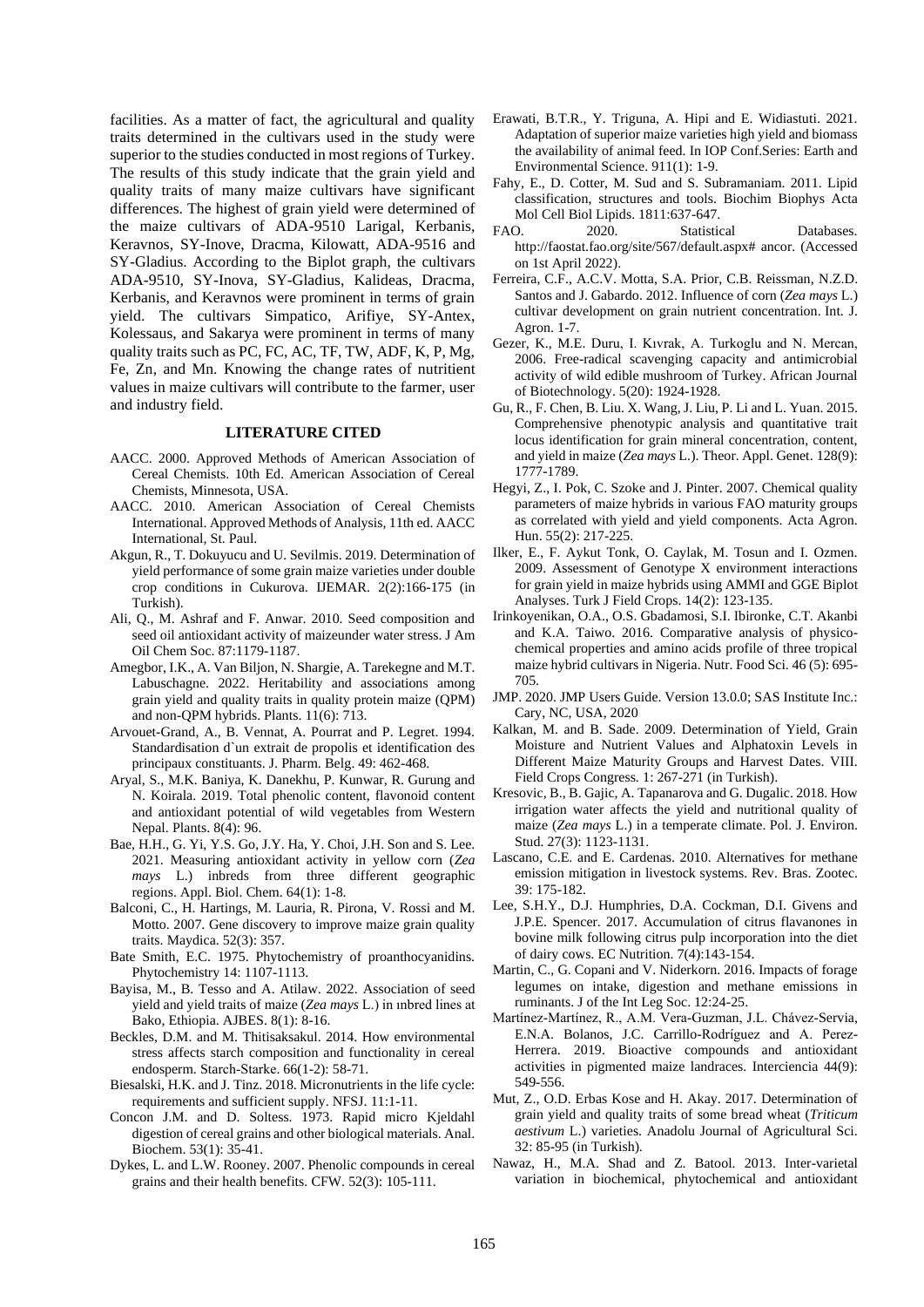facilities. As a matter of fact, the agricultural and quality traits determined in the cultivars used in the study were superior to the studies conducted in most regions of Turkey. The results of this study indicate that the grain yield and quality traits of many maize cultivars have significant differences. The highest of grain yield were determined of the maize cultivars of ADA-9510 Larigal, Kerbanis, Keravnos, SY-Inove, Dracma, Kilowatt, ADA-9516 and SY-Gladius. According to the Biplot graph, the cultivars ADA-9510, SY-Inova, SY-Gladius, Kalideas, Dracma, Kerbanis, and Keravnos were prominent in terms of grain yield. The cultivars Simpatico, Arifiye, SY-Antex, Kolessaus, and Sakarya were prominent in terms of many quality traits such as PC, FC, AC, TF, TW, ADF, K, P, Mg, Fe, Zn, and Mn. Knowing the change rates of nutritient values in maize cultivars will contribute to the farmer, user and industry field.

## LITERATURE CITED

AACC. 2000. Approved Methods of American Association of Cereal Chemists. 10th Ed. American Association of Cereal Chemists, Minnesota, USA.

AACC. 2010. American Association of Cereal Chemists International. Approved Methods of Analysis, 11th ed. AACC International, St. Paul.

Akgun, R., T. Dokuyucu and U. Sevilmis. 2019. Determination of yield performance of some grain maize varieties under double crop conditions in Cukurova. IJEMAR. 2(2):166-175 (in Turkish).

Ali, Q., M. Ashraf and F. Anwar. 2010. Seed composition and seed oil antioxidant activity of maizeunder water stress. J Am Oil Chem Soc. 87:1179-1187.

Amegbor, I.K., A. Van Biljon, N. Shargie, A. Tarekegne and M.T. Labuschagne. 2022. Heritability and associations among grain yield and quality traits in quality protein maize (QPM) and non-QPM hybrids. Plants. 11(6): 713.

Arvouet-Grand, A., B. Vennat, A. Pourrat and P. Legret. 1994. Standardisation d`un extrait de propolis et identification des principaux constituants. J. Pharm. Belg. 49: 462-468.

Aryal, S., M.K. Baniya, K. Danekhu, P. Kunwar, R. Gurung and N. Koirala. 2019. Total phenolic content, flavonoid content and antioxidant potential of wild vegetables from Western Nepal. Plants. 8(4): 96.

Bae, H.H., G. Yi, Y.S. Go, J.Y. Ha, Y. Choi, J.H. Son and S. Lee. 2021. Measuring antioxidant activity in yellow corn (*Zea mays* L.) inbreds from three different geographic regions. Appl. Biol. Chem. 64(1): 1-8.

Balconi, C., H. Hartings, M. Lauria, R. Pirona, V. Rossi and M. Motto. 2007. Gene discovery to improve maize grain quality traits. Maydica. 52(3): 357.

Bate Smith, E.C. 1975. Phytochemistry of proanthocyanidins. Phytochemistry 14: 1107-1113.

Bayisa, M., B. Tesso and A. Atilaw. 2022. Association of seed yield and yield traits of maize (*Zea mays* L.) in ınbred lines at Bako, Ethiopia. AJBES. 8(1): 8-16.

Beckles, D.M. and M. Thitisaksakul. 2014. How environmental stress affects starch composition and functionality in cereal endosperm. Starch-Starke. 66(1-2): 58-71.

Biesalski, H.K. and J. Tinz. 2018. Micronutrients in the life cycle: requirements and sufficient supply. NFSJ. 11:1-11.

Concon J.M. and D. Soltess. 1973. Rapid micro Kjeldahl digestion of cereal grains and other biological materials. Anal. Biochem. 53(1): 35-41.

Dykes, L. and L.W. Rooney. 2007. Phenolic compounds in cereal grains and their health benefits. CFW. 52(3): 105-111.

Erawati, B.T.R., Y. Triguna, A. Hipi and E. Widiastuti. 2021. Adaptation of superior maize varieties high yield and biomass the availability of animal feed. In IOP Conf.Series: Earth and Environmental Science. 911(1): 1-9.

Fahy, E., D. Cotter, M. Sud and S. Subramaniam. 2011. Lipid classification, structures and tools. Biochim Biophys Acta Mol Cell Biol Lipids. 1811:637-647.

FAO. 2020. Statistical Databases. http://faostat.fao.org/site/567/default.aspx# ancor. (Accessed on 1st April 2022).

Ferreira, C.F., A.C.V. Motta, S.A. Prior, C.B. Reissman, N.Z.D. Santos and J. Gabardo. 2012. Influence of corn (*Zea mays* L.) cultivar development on grain nutrient concentration. Int. J. Agron. 1-7.

Gezer, K., M.E. Duru, I. Kıvrak, A. Turkoglu and N. Mercan, 2006. Free-radical scavenging capacity and antimicrobial activity of wild edible mushroom of Turkey. African Journal of Biotechnology. 5(20): 1924-1928.

Gu, R., F. Chen, B. Liu. X. Wang, J. Liu, P. Li and L. Yuan. 2015. Comprehensive phenotypic analysis and quantitative trait locus identification for grain mineral concentration, content, and yield in maize (*Zea mays* L.). Theor. Appl. Genet. 128(9): 1777-1789.

Hegyi, Z., I. Pok, C. Szoke and J. Pinter. 2007. Chemical quality parameters of maize hybrids in various FAO maturity groups as correlated with yield and yield components. Acta Agron. Hun. 55(2): 217-225.

Ilker, E., F. Aykut Tonk, O. Caylak, M. Tosun and I. Ozmen. 2009. Assessment of Genotype X environment interactions for grain yield in maize hybrids using AMMI and GGE Biplot Analyses. Turk J Field Crops. 14(2): 123-135.

Irinkoyenikan, O.A., O.S. Gbadamosi, S.I. Ibironke, C.T. Akanbi and K.A. Taiwo. 2016. Comparative analysis of physico-chemical properties and amino acids profile of three tropical maize hybrid cultivars in Nigeria. Nutr. Food Sci. 46 (5): 695-705.

JMP. 2020. JMP Users Guide. Version 13.0.0; SAS Institute Inc.: Cary, NC, USA, 2020

Kalkan, M. and B. Sade. 2009. Determination of Yield, Grain Moisture and Nutrient Values and Alphatoxin Levels in Different Maize Maturity Groups and Harvest Dates. VIII. Field Crops Congress. 1: 267-271 (in Turkish).

Kresovic, B., B. Gajic, A. Tapanarova and G. Dugalic. 2018. How irrigation water affects the yield and nutritional quality of maize (*Zea mays* L.) in a temperate climate. Pol. J. Environ. Stud. 27(3): 1123-1131.

Lascano, C.E. and E. Cardenas. 2010. Alternatives for methane emission mitigation in livestock systems. Rev. Bras. Zootec. 39: 175-182.

Lee, S.H.Y., D.J. Humphries, D.A. Cockman, D.I. Givens and J.P.E. Spencer. 2017. Accumulation of citrus flavanones in bovine milk following citrus pulp incorporation into the diet of dairy cows. EC Nutrition. 7(4):143-154.

Martin, C., G. Copani and V. Niderkorn. 2016. Impacts of forage legumes on intake, digestion and methane emissions in ruminants. J of the Int Leg Soc. 12:24-25.

Martínez-Martínez, R., A.M. Vera-Guzman, J.L. Chávez-Servia, E.N.A. Bolanos, J.C. Carrillo-Rodríguez and A. Perez-Herrera. 2019. Bioactive compounds and antioxidant activities in pigmented maize landraces. Interciencia 44(9): 549-556.

Mut, Z., O.D. Erbas Kose and H. Akay. 2017. Determination of grain yield and quality traits of some bread wheat (*Triticum aestivum* L.) varieties. Anadolu Journal of Agricultural Sci. 32: 85-95 (in Turkish).

Nawaz, H., M.A. Shad and Z. Batool. 2013. Inter-varietal variation in biochemical, phytochemical and antioxidant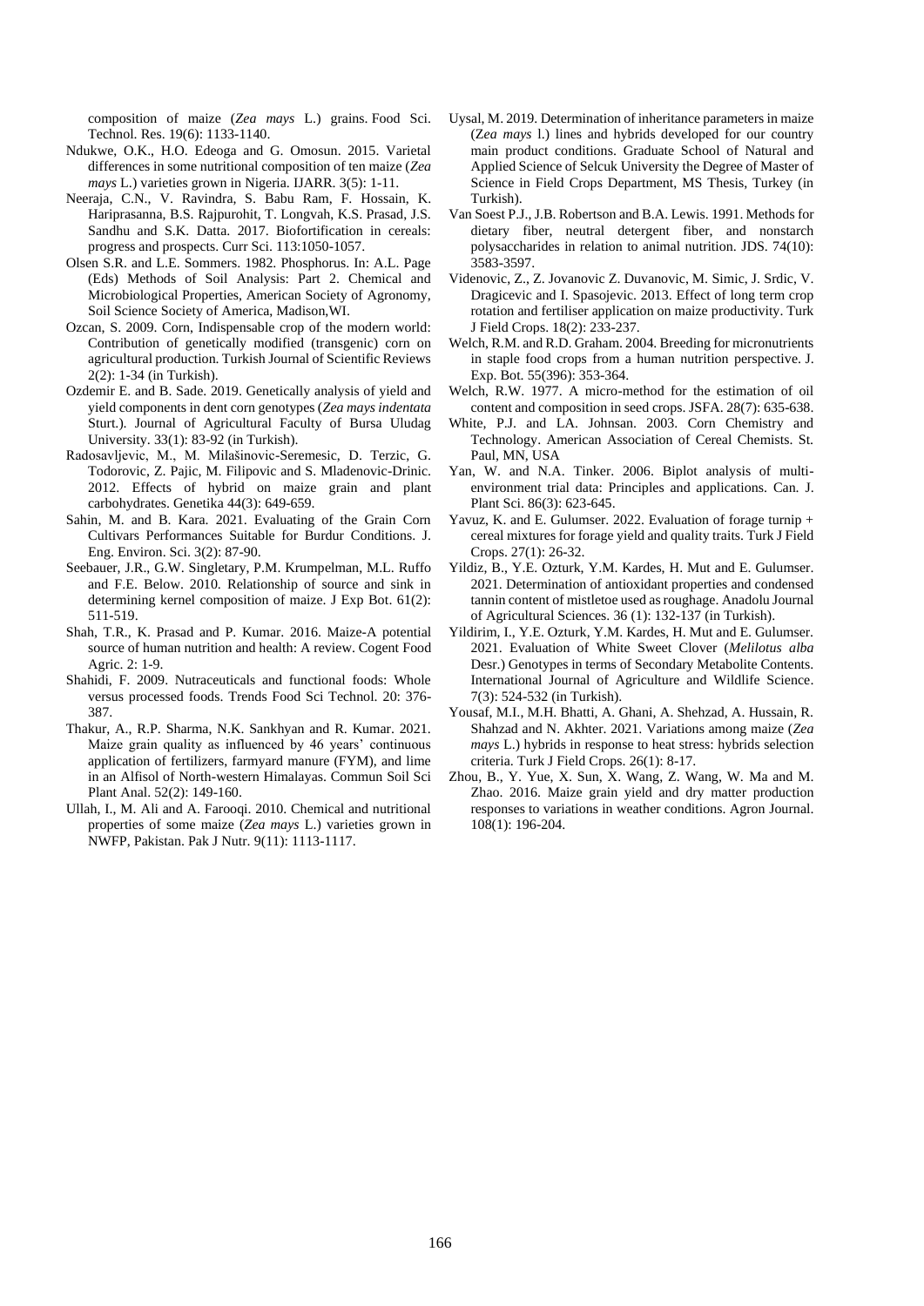composition of maize (*Zea mays* L.) grains. Food Sci. Technol. Res. 19(6): 1133-1140.

Ndukwe, O.K., H.O. Edeoga and G. Omosun. 2015. Varietal differences in some nutritional composition of ten maize (*Zea mays* L.) varieties grown in Nigeria. IJARR. 3(5): 1-11.

Neeraja, C.N., V. Ravindra, S. Babu Ram, F. Hossain, K. Hariprasanna, B.S. Rajpurohit, T. Longvah, K.S. Prasad, J.S. Sandhu and S.K. Datta. 2017. Biofortification in cereals: progress and prospects. Curr Sci. 113:1050-1057.

Olsen S.R. and L.E. Sommers. 1982. Phosphorus. In: A.L. Page (Eds) Methods of Soil Analysis: Part 2. Chemical and Microbiological Properties, American Society of Agronomy, Soil Science Society of America, Madison,WI.

Ozcan, S. 2009. Corn, Indispensable crop of the modern world: Contribution of genetically modified (transgenic) corn on agricultural production. Turkish Journal of Scientific Reviews 2(2): 1-34 (in Turkish).

Ozdemir E. and B. Sade. 2019. Genetically analysis of yield and yield components in dent corn genotypes (*Zea mays indentata* Sturt.). Journal of Agricultural Faculty of Bursa Uludag University. 33(1): 83-92 (in Turkish).

Radosavljevic, M., M. Milašinovic-Seremesic, D. Terzic, G. Todorovic, Z. Pajic, M. Filipovic and S. Mladenovic-Drinic. 2012. Effects of hybrid on maize grain and plant carbohydrates. Genetika 44(3): 649-659.

Sahin, M. and B. Kara. 2021. Evaluating of the Grain Corn Cultivars Performances Suitable for Burdur Conditions. J. Eng. Environ. Sci. 3(2): 87-90.

Seebauer, J.R., G.W. Singletary, P.M. Krumpelman, M.L. Ruffo and F.E. Below. 2010. Relationship of source and sink in determining kernel composition of maize. J Exp Bot. 61(2): 511-519.

Shah, T.R., K. Prasad and P. Kumar. 2016. Maize-A potential source of human nutrition and health: A review. Cogent Food Agric. 2: 1-9.

Shahidi, F. 2009. Nutraceuticals and functional foods: Whole versus processed foods. Trends Food Sci Technol. 20: 376-387.

Thakur, A., R.P. Sharma, N.K. Sankhyan and R. Kumar. 2021. Maize grain quality as influenced by 46 years' continuous application of fertilizers, farmyard manure (FYM), and lime in an Alfisol of North-western Himalayas. Commun Soil Sci Plant Anal. 52(2): 149-160.

Ullah, I., M. Ali and A. Farooqi. 2010. Chemical and nutritional properties of some maize (*Zea mays* L.) varieties grown in NWFP, Pakistan. Pak J Nutr. 9(11): 1113-1117.

Uysal, M. 2019. Determination of inheritance parameters in maize (*Zea mays* l.) lines and hybrids developed for our country main product conditions. Graduate School of Natural and Applied Science of Selcuk University the Degree of Master of Science in Field Crops Department, MS Thesis, Turkey (in Turkish).

Van Soest P.J., J.B. Robertson and B.A. Lewis. 1991. Methods for dietary fiber, neutral detergent fiber, and nonstarch polysaccharides in relation to animal nutrition. JDS. 74(10): 3583-3597.

Videnovic, Z., Z. Jovanovic Z. Duvanovic, M. Simic, J. Srdic, V. Dragicevic and I. Spasojevic. 2013. Effect of long term crop rotation and fertiliser application on maize productivity. Turk J Field Crops. 18(2): 233-237.

Welch, R.M. and R.D. Graham. 2004. Breeding for micronutrients in staple food crops from a human nutrition perspective. J. Exp. Bot. 55(396): 353-364.

Welch, R.W. 1977. A micro-method for the estimation of oil content and composition in seed crops. JSFA. 28(7): 635-638.

White, P.J. and LA. Johnsan. 2003. Corn Chemistry and Technology. American Association of Cereal Chemists. St. Paul, MN, USA

Yan, W. and N.A. Tinker. 2006. Biplot analysis of multi-environment trial data: Principles and applications. Can. J. Plant Sci. 86(3): 623-645.

Yavuz, K. and E. Gulumser. 2022. Evaluation of forage turnip + cereal mixtures for forage yield and quality traits. Turk J Field Crops. 27(1): 26-32.

Yildiz, B., Y.E. Ozturk, Y.M. Kardes, H. Mut and E. Gulumser. 2021. Determination of antioxidant properties and condensed tannin content of mistletoe used as roughage. Anadolu Journal of Agricultural Sciences. 36 (1): 132-137 (in Turkish).

Yildirim, I., Y.E. Ozturk, Y.M. Kardes, H. Mut and E. Gulumser. 2021. Evaluation of White Sweet Clover (*Melilotus alba* Desr.) Genotypes in terms of Secondary Metabolite Contents. International Journal of Agriculture and Wildlife Science. 7(3): 524-532 (in Turkish).

Yousaf, M.I., M.H. Bhatti, A. Ghani, A. Shehzad, A. Hussain, R. Shahzad and N. Akhter. 2021. Variations among maize (*Zea mays* L.) hybrids in response to heat stress: hybrids selection criteria. Turk J Field Crops. 26(1): 8-17.

Zhou, B., Y. Yue, X. Sun, X. Wang, Z. Wang, W. Ma and M. Zhao. 2016. Maize grain yield and dry matter production responses to variations in weather conditions. Agron Journal. 108(1): 196-204.